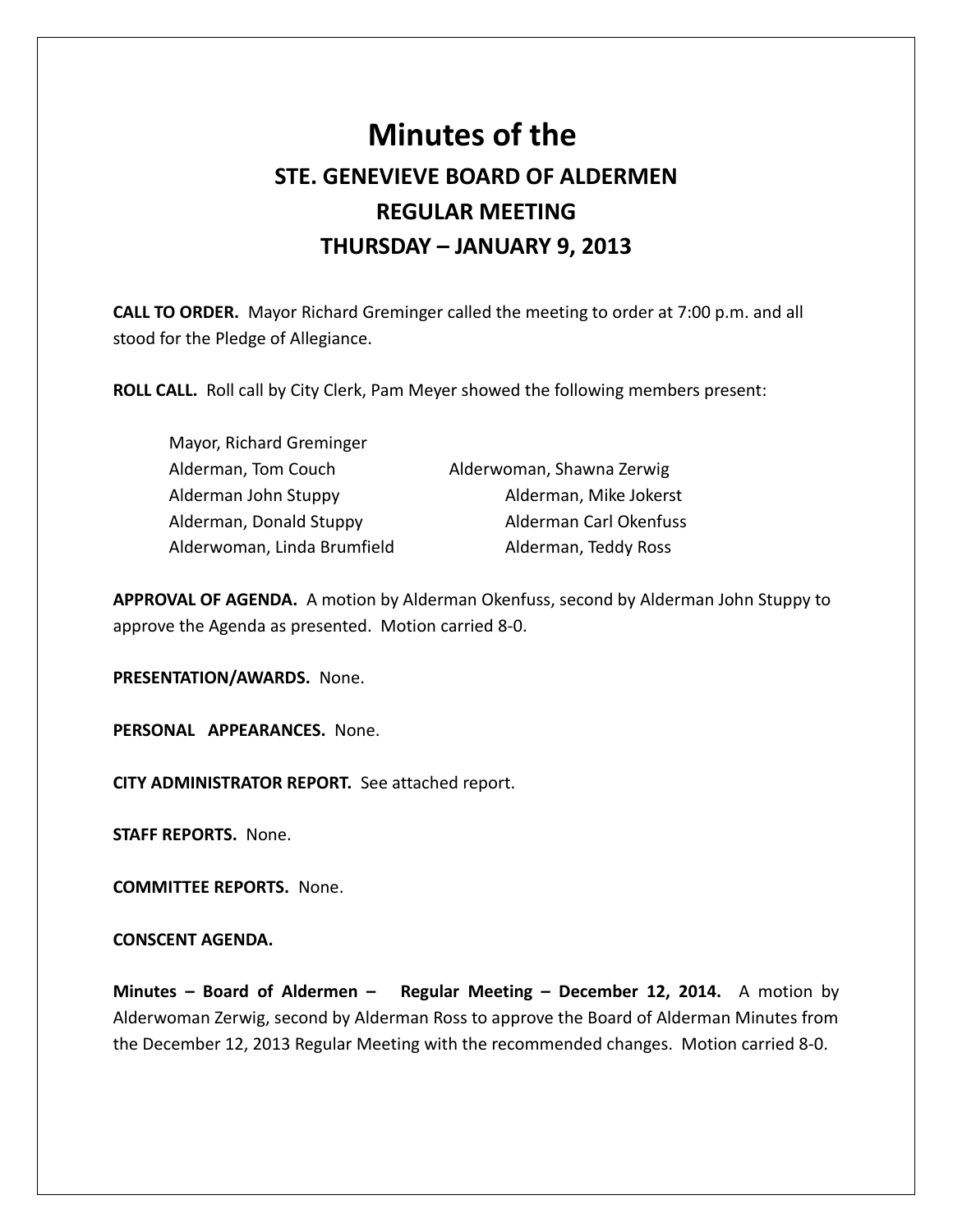# Minutes of the

## STE. GENEVIEVE BOARD OF ALDERMEN

## REGULAR MEETING

## THURSDAY – JANUARY 9, 2013

**CALL TO ORDER.** Mayor Richard Greminger called the meeting to order at 7:00 p.m. and all stood for the Pledge of Allegiance.

**ROLL CALL.** Roll call by City Clerk, Pam Meyer showed the following members present:

Mayor, Richard Greminger
Alderman, Tom Couch
Alderman John Stuppy
Alderman, Donald Stuppy
Alderwoman, Linda Brumfield
Alderwoman, Shawna Zerwig
Alderman, Mike Jokerst
Alderman Carl Okenfuss
Alderman, Teddy Ross

**APPROVAL OF AGENDA.** A motion by Alderman Okenfuss, second by Alderman John Stuppy to approve the Agenda as presented. Motion carried 8-0.

**PRESENTATION/AWARDS.** None.

**PERSONAL APPEARANCES.** None.

**CITY ADMINISTRATOR REPORT.** See attached report.

**STAFF REPORTS.** None.

**COMMITTEE REPORTS.** None.

**CONSCENT AGENDA.**

**Minutes – Board of Aldermen – Regular Meeting – December 12, 2014.** A motion by Alderwoman Zerwig, second by Alderman Ross to approve the Board of Alderman Minutes from the December 12, 2013 Regular Meeting with the recommended changes. Motion carried 8-0.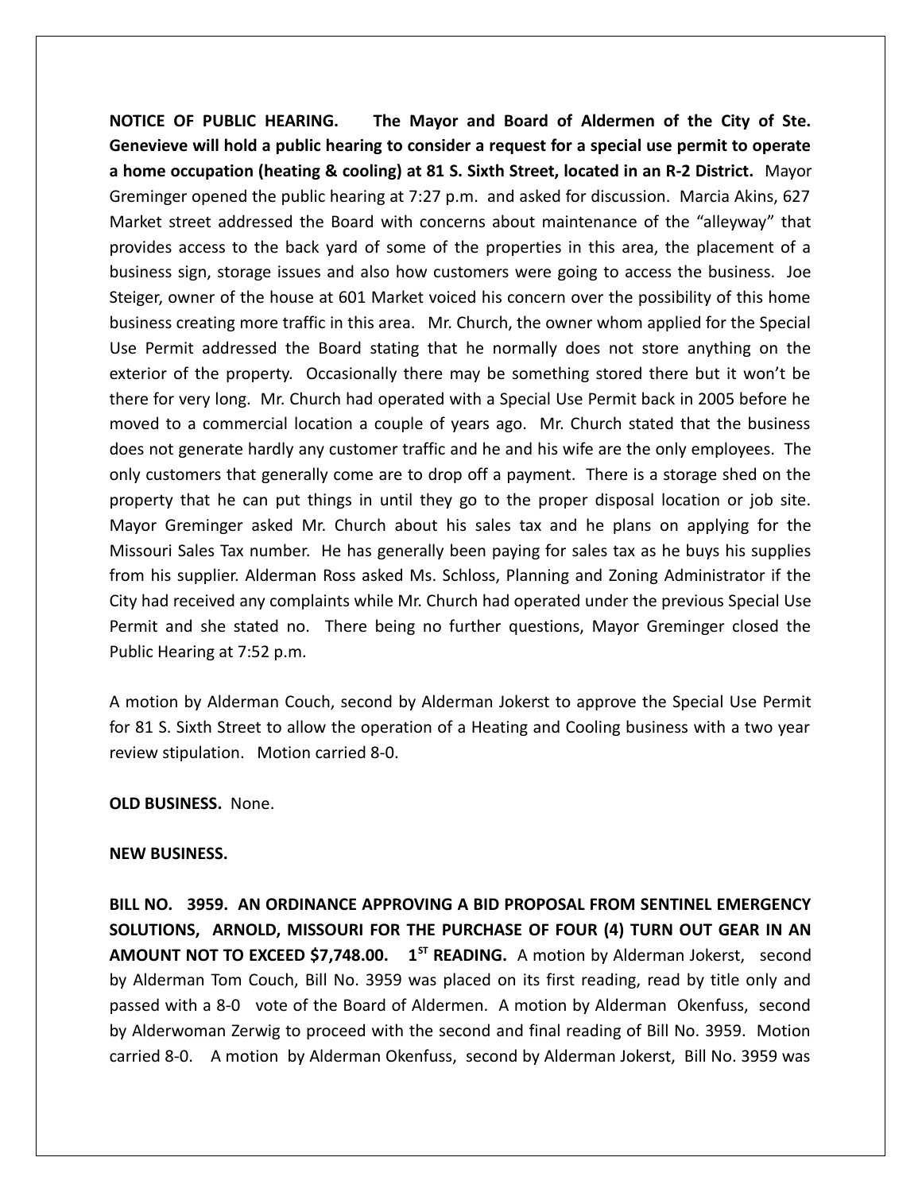**NOTICE OF PUBLIC HEARING. The Mayor and Board of Aldermen of the City of Ste. Genevieve will hold a public hearing to consider a request for a special use permit to operate a home occupation (heating & cooling) at 81 S. Sixth Street, located in an R-2 District.** Mayor Greminger opened the public hearing at 7:27 p.m. and asked for discussion. Marcia Akins, 627 Market street addressed the Board with concerns about maintenance of the "alleyway" that provides access to the back yard of some of the properties in this area, the placement of a business sign, storage issues and also how customers were going to access the business. Joe Steiger, owner of the house at 601 Market voiced his concern over the possibility of this home business creating more traffic in this area. Mr. Church, the owner whom applied for the Special Use Permit addressed the Board stating that he normally does not store anything on the exterior of the property. Occasionally there may be something stored there but it won't be there for very long. Mr. Church had operated with a Special Use Permit back in 2005 before he moved to a commercial location a couple of years ago. Mr. Church stated that the business does not generate hardly any customer traffic and he and his wife are the only employees. The only customers that generally come are to drop off a payment. There is a storage shed on the property that he can put things in until they go to the proper disposal location or job site. Mayor Greminger asked Mr. Church about his sales tax and he plans on applying for the Missouri Sales Tax number. He has generally been paying for sales tax as he buys his supplies from his supplier. Alderman Ross asked Ms. Schloss, Planning and Zoning Administrator if the City had received any complaints while Mr. Church had operated under the previous Special Use Permit and she stated no. There being no further questions, Mayor Greminger closed the Public Hearing at 7:52 p.m.

A motion by Alderman Couch, second by Alderman Jokerst to approve the Special Use Permit for 81 S. Sixth Street to allow the operation of a Heating and Cooling business with a two year review stipulation. Motion carried 8-0.

**OLD BUSINESS.** None.

**NEW BUSINESS.**

**BILL NO. 3959. AN ORDINANCE APPROVING A BID PROPOSAL FROM SENTINEL EMERGENCY SOLUTIONS, ARNOLD, MISSOURI FOR THE PURCHASE OF FOUR (4) TURN OUT GEAR IN AN AMOUNT NOT TO EXCEED $7,748.00. 1ST READING.** A motion by Alderman Jokerst, second by Alderman Tom Couch, Bill No. 3959 was placed on its first reading, read by title only and passed with a 8-0 vote of the Board of Aldermen. A motion by Alderman Okenfuss, second by Alderwoman Zerwig to proceed with the second and final reading of Bill No. 3959. Motion carried 8-0. A motion by Alderman Okenfuss, second by Alderman Jokerst, Bill No. 3959 was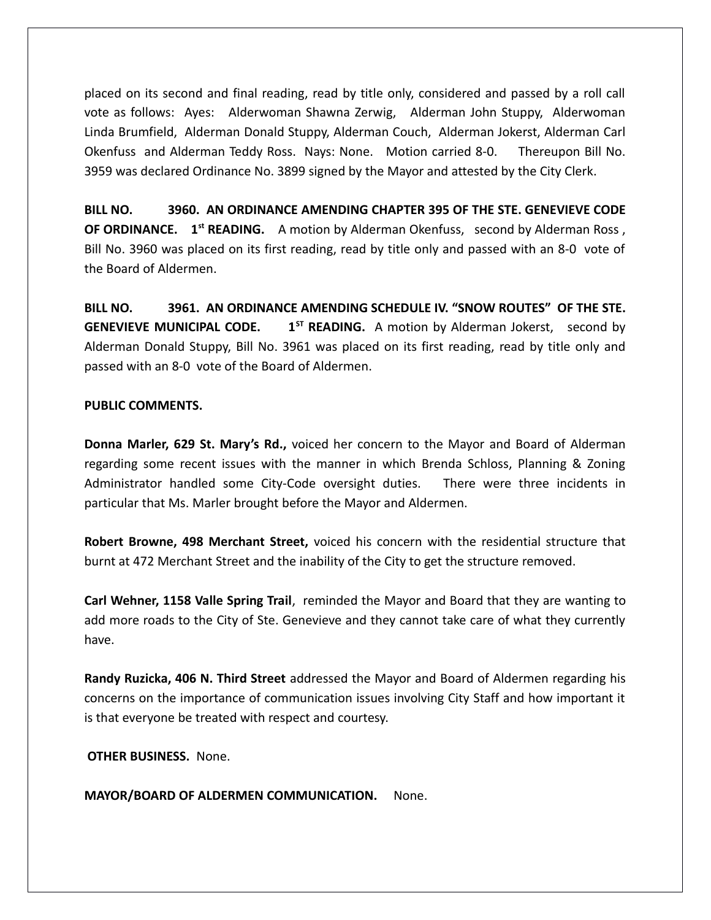placed on its second and final reading, read by title only, considered and passed by a roll call vote as follows: Ayes: Alderwoman Shawna Zerwig, Alderman John Stuppy, Alderwoman Linda Brumfield, Alderman Donald Stuppy, Alderman Couch, Alderman Jokerst, Alderman Carl Okenfuss and Alderman Teddy Ross. Nays: None. Motion carried 8-0. Thereupon Bill No. 3959 was declared Ordinance No. 3899 signed by the Mayor and attested by the City Clerk.

**BILL NO. 3960. AN ORDINANCE AMENDING CHAPTER 395 OF THE STE. GENEVIEVE CODE OF ORDINANCE. 1st READING.** A motion by Alderman Okenfuss, second by Alderman Ross , Bill No. 3960 was placed on its first reading, read by title only and passed with an 8-0 vote of the Board of Aldermen.

**BILL NO. 3961. AN ORDINANCE AMENDING SCHEDULE IV. "SNOW ROUTES" OF THE STE. GENEVIEVE MUNICIPAL CODE. 1ST READING.** A motion by Alderman Jokerst, second by Alderman Donald Stuppy, Bill No. 3961 was placed on its first reading, read by title only and passed with an 8-0 vote of the Board of Aldermen.

**PUBLIC COMMENTS.**

**Donna Marler, 629 St. Mary's Rd.,** voiced her concern to the Mayor and Board of Alderman regarding some recent issues with the manner in which Brenda Schloss, Planning & Zoning Administrator handled some City-Code oversight duties. There were three incidents in particular that Ms. Marler brought before the Mayor and Aldermen.

**Robert Browne, 498 Merchant Street,** voiced his concern with the residential structure that burnt at 472 Merchant Street and the inability of the City to get the structure removed.

**Carl Wehner, 1158 Valle Spring Trail**, reminded the Mayor and Board that they are wanting to add more roads to the City of Ste. Genevieve and they cannot take care of what they currently have.

**Randy Ruzicka, 406 N. Third Street** addressed the Mayor and Board of Aldermen regarding his concerns on the importance of communication issues involving City Staff and how important it is that everyone be treated with respect and courtesy.

**OTHER BUSINESS.** None.

**MAYOR/BOARD OF ALDERMEN COMMUNICATION.** None.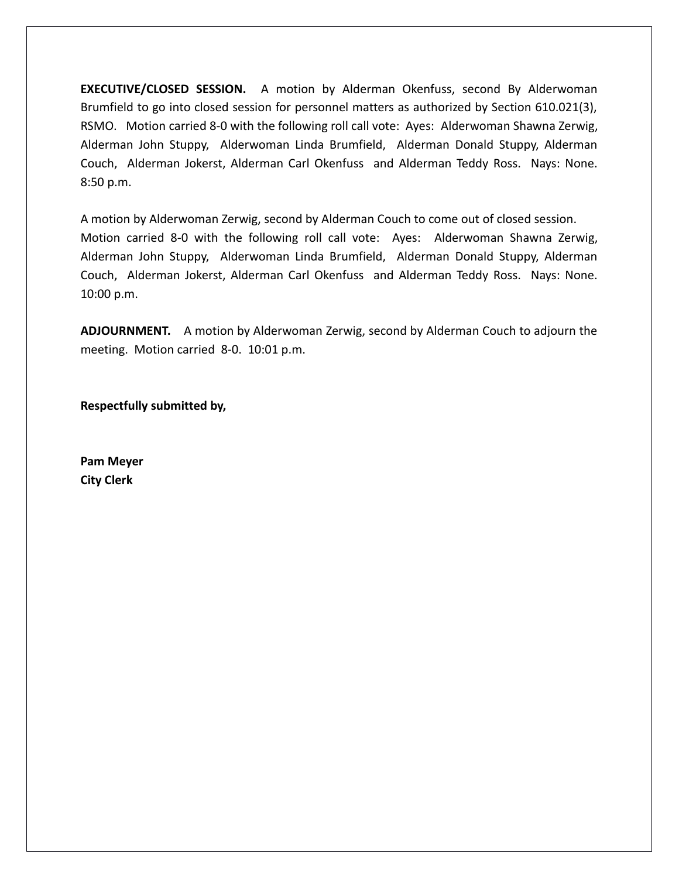**EXECUTIVE/CLOSED SESSION.** A motion by Alderman Okenfuss, second By Alderwoman Brumfield to go into closed session for personnel matters as authorized by Section 610.021(3), RSMO. Motion carried 8-0 with the following roll call vote: Ayes: Alderwoman Shawna Zerwig, Alderman John Stuppy, Alderwoman Linda Brumfield, Alderman Donald Stuppy, Alderman Couch, Alderman Jokerst, Alderman Carl Okenfuss and Alderman Teddy Ross. Nays: None. 8:50 p.m.

A motion by Alderwoman Zerwig, second by Alderman Couch to come out of closed session. Motion carried 8-0 with the following roll call vote: Ayes: Alderwoman Shawna Zerwig, Alderman John Stuppy, Alderwoman Linda Brumfield, Alderman Donald Stuppy, Alderman Couch, Alderman Jokerst, Alderman Carl Okenfuss and Alderman Teddy Ross. Nays: None. 10:00 p.m.

**ADJOURNMENT.** A motion by Alderwoman Zerwig, second by Alderman Couch to adjourn the meeting. Motion carried 8-0. 10:01 p.m.

**Respectfully submitted by,**

**Pam Meyer**
**City Clerk**